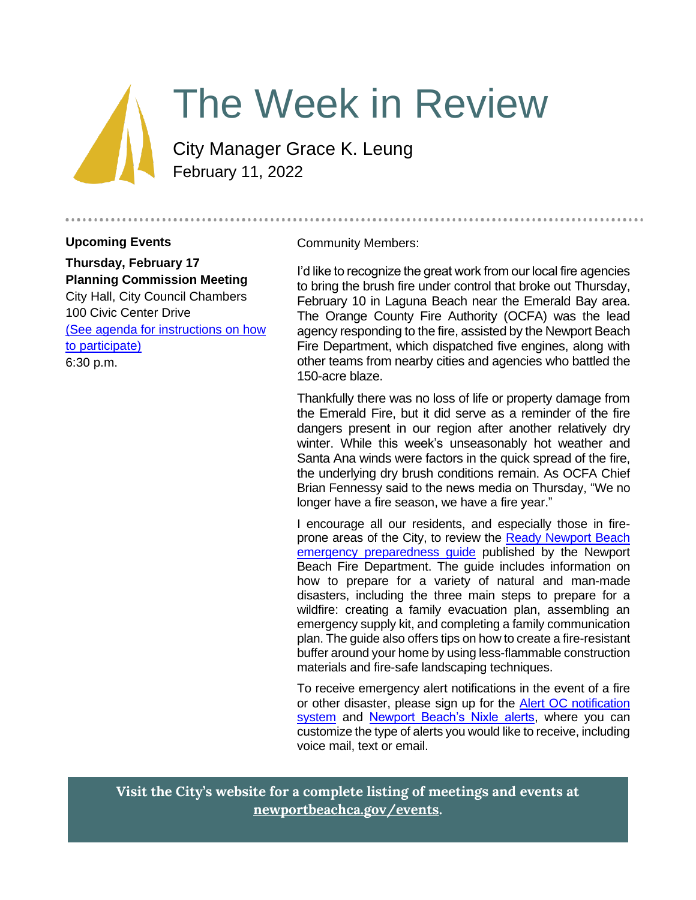# The Week in Review

City Manager Grace K. Leung
February 11, 2022

**Upcoming Events**

**Thursday, February 17**
**Planning Commission Meeting**
City Hall, City Council Chambers
100 Civic Center Drive
(See agenda for instructions on how to participate)
6:30 p.m.

Community Members:

I'd like to recognize the great work from our local fire agencies to bring the brush fire under control that broke out Thursday, February 10 in Laguna Beach near the Emerald Bay area. The Orange County Fire Authority (OCFA) was the lead agency responding to the fire, assisted by the Newport Beach Fire Department, which dispatched five engines, along with other teams from nearby cities and agencies who battled the 150-acre blaze.

Thankfully there was no loss of life or property damage from the Emerald Fire, but it did serve as a reminder of the fire dangers present in our region after another relatively dry winter. While this week's unseasonably hot weather and Santa Ana winds were factors in the quick spread of the fire, the underlying dry brush conditions remain. As OCFA Chief Brian Fennessy said to the news media on Thursday, "We no longer have a fire season, we have a fire year."

I encourage all our residents, and especially those in fire-prone areas of the City, to review the Ready Newport Beach emergency preparedness guide published by the Newport Beach Fire Department. The guide includes information on how to prepare for a variety of natural and man-made disasters, including the three main steps to prepare for a wildfire: creating a family evacuation plan, assembling an emergency supply kit, and completing a family communication plan. The guide also offers tips on how to create a fire-resistant buffer around your home by using less-flammable construction materials and fire-safe landscaping techniques.

To receive emergency alert notifications in the event of a fire or other disaster, please sign up for the Alert OC notification system and Newport Beach's Nixle alerts, where you can customize the type of alerts you would like to receive, including voice mail, text or email.

**Visit the City's website for a complete listing of meetings and events at newportbeachca.gov/events.**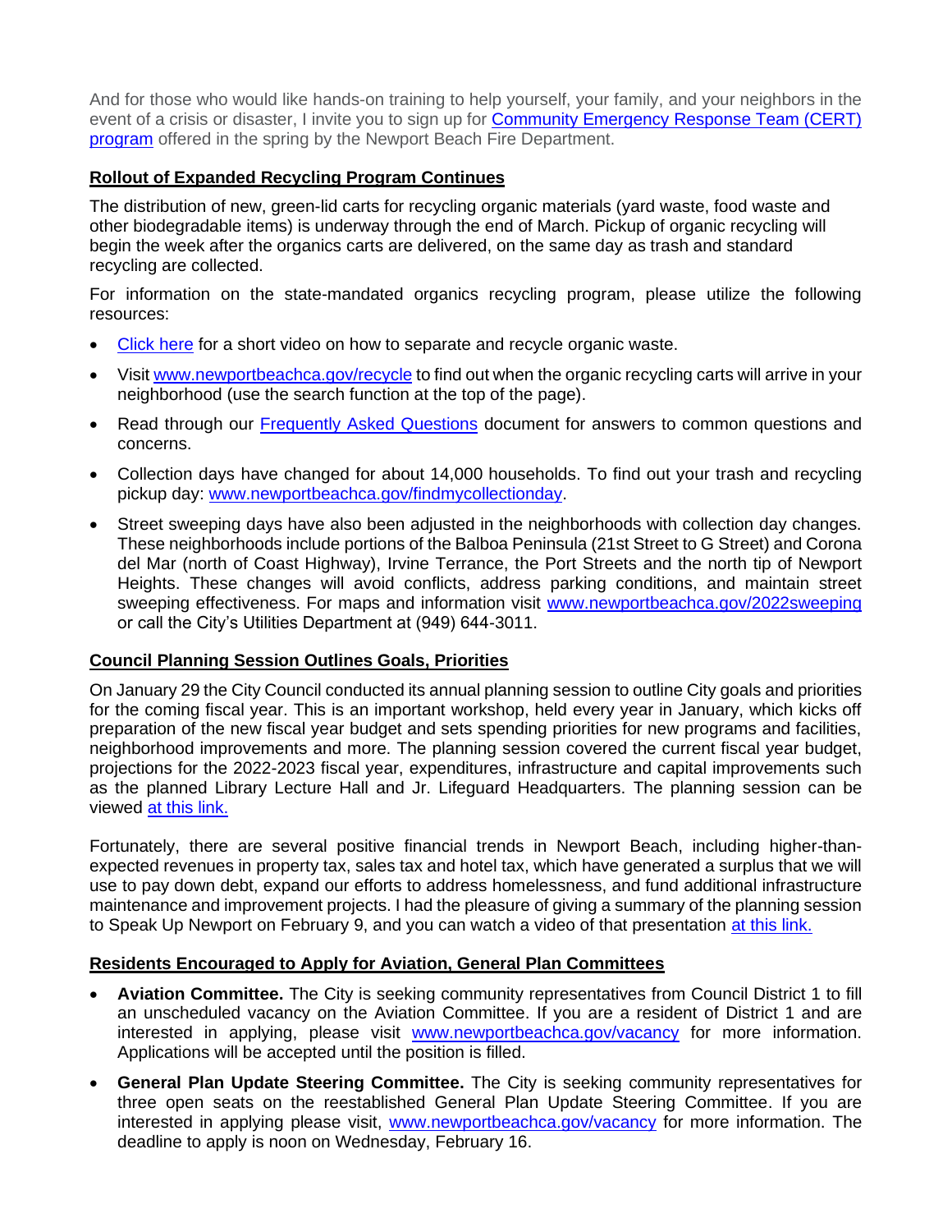And for those who would like hands-on training to help yourself, your family, and your neighbors in the event of a crisis or disaster, I invite you to sign up for Community Emergency Response Team (CERT) program offered in the spring by the Newport Beach Fire Department.

## Rollout of Expanded Recycling Program Continues

The distribution of new, green-lid carts for recycling organic materials (yard waste, food waste and other biodegradable items) is underway through the end of March. Pickup of organic recycling will begin the week after the organics carts are delivered, on the same day as trash and standard recycling are collected.

For information on the state-mandated organics recycling program, please utilize the following resources:

- Click here for a short video on how to separate and recycle organic waste.
- Visit www.newportbeachca.gov/recycle to find out when the organic recycling carts will arrive in your neighborhood (use the search function at the top of the page).
- Read through our Frequently Asked Questions document for answers to common questions and concerns.
- Collection days have changed for about 14,000 households. To find out your trash and recycling pickup day: www.newportbeachca.gov/findmycollectionday.
- Street sweeping days have also been adjusted in the neighborhoods with collection day changes. These neighborhoods include portions of the Balboa Peninsula (21st Street to G Street) and Corona del Mar (north of Coast Highway), Irvine Terrance, the Port Streets and the north tip of Newport Heights. These changes will avoid conflicts, address parking conditions, and maintain street sweeping effectiveness. For maps and information visit www.newportbeachca.gov/2022sweeping or call the City's Utilities Department at (949) 644-3011.

## Council Planning Session Outlines Goals, Priorities

On January 29 the City Council conducted its annual planning session to outline City goals and priorities for the coming fiscal year. This is an important workshop, held every year in January, which kicks off preparation of the new fiscal year budget and sets spending priorities for new programs and facilities, neighborhood improvements and more. The planning session covered the current fiscal year budget, projections for the 2022-2023 fiscal year, expenditures, infrastructure and capital improvements such as the planned Library Lecture Hall and Jr. Lifeguard Headquarters. The planning session can be viewed at this link.

Fortunately, there are several positive financial trends in Newport Beach, including higher-than-expected revenues in property tax, sales tax and hotel tax, which have generated a surplus that we will use to pay down debt, expand our efforts to address homelessness, and fund additional infrastructure maintenance and improvement projects. I had the pleasure of giving a summary of the planning session to Speak Up Newport on February 9, and you can watch a video of that presentation at this link.

## Residents Encouraged to Apply for Aviation, General Plan Committees

- **Aviation Committee.** The City is seeking community representatives from Council District 1 to fill an unscheduled vacancy on the Aviation Committee. If you are a resident of District 1 and are interested in applying, please visit www.newportbeachca.gov/vacancy for more information. Applications will be accepted until the position is filled.
- **General Plan Update Steering Committee.** The City is seeking community representatives for three open seats on the reestablished General Plan Update Steering Committee. If you are interested in applying please visit, www.newportbeachca.gov/vacancy for more information. The deadline to apply is noon on Wednesday, February 16.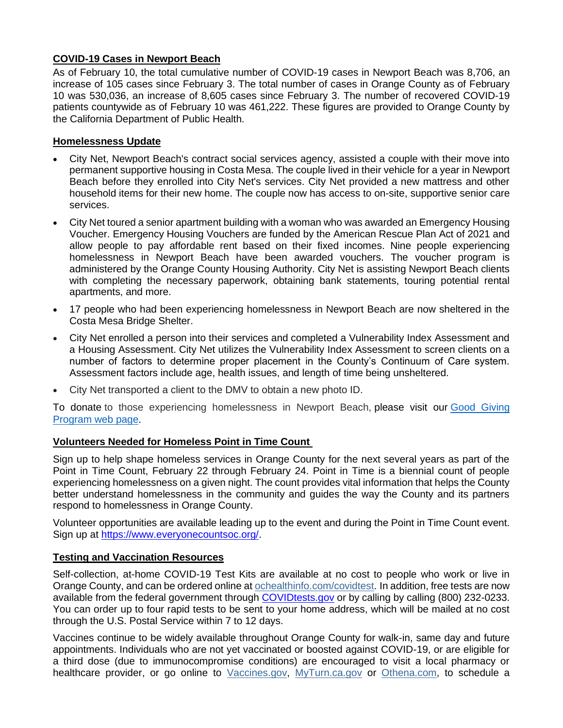**COVID-19 Cases in Newport Beach**

As of February 10, the total cumulative number of COVID-19 cases in Newport Beach was 8,706, an increase of 105 cases since February 3. The total number of cases in Orange County as of February 10 was 530,036, an increase of 8,605 cases since February 3. The number of recovered COVID-19 patients countywide as of February 10 was 461,222. These figures are provided to Orange County by the California Department of Public Health.

**Homelessness Update**

- City Net, Newport Beach's contract social services agency, assisted a couple with their move into permanent supportive housing in Costa Mesa. The couple lived in their vehicle for a year in Newport Beach before they enrolled into City Net's services. City Net provided a new mattress and other household items for their new home. The couple now has access to on-site, supportive senior care services.
- City Net toured a senior apartment building with a woman who was awarded an Emergency Housing Voucher. Emergency Housing Vouchers are funded by the American Rescue Plan Act of 2021 and allow people to pay affordable rent based on their fixed incomes. Nine people experiencing homelessness in Newport Beach have been awarded vouchers. The voucher program is administered by the Orange County Housing Authority. City Net is assisting Newport Beach clients with completing the necessary paperwork, obtaining bank statements, touring potential rental apartments, and more.
- 17 people who had been experiencing homelessness in Newport Beach are now sheltered in the Costa Mesa Bridge Shelter.
- City Net enrolled a person into their services and completed a Vulnerability Index Assessment and a Housing Assessment. City Net utilizes the Vulnerability Index Assessment to screen clients on a number of factors to determine proper placement in the County's Continuum of Care system. Assessment factors include age, health issues, and length of time being unsheltered.
- City Net transported a client to the DMV to obtain a new photo ID.

To donate to those experiencing homelessness in Newport Beach, please visit our [Good Giving Program web page](Good Giving Program web page).

**Volunteers Needed for Homeless Point in Time Count**

Sign up to help shape homeless services in Orange County for the next several years as part of the Point in Time Count, February 22 through February 24. Point in Time is a biennial count of people experiencing homelessness on a given night. The count provides vital information that helps the County better understand homelessness in the community and guides the way the County and its partners respond to homelessness in Orange County.

Volunteer opportunities are available leading up to the event and during the Point in Time Count event. Sign up at https://www.everyonecountsoc.org/.

**Testing and Vaccination Resources**

Self-collection, at-home COVID-19 Test Kits are available at no cost to people who work or live in Orange County, and can be ordered online at ochealthinfo.com/covidtest. In addition, free tests are now available from the federal government through COVIDtests.gov or by calling by calling (800) 232-0233. You can order up to four rapid tests to be sent to your home address, which will be mailed at no cost through the U.S. Postal Service within 7 to 12 days.

Vaccines continue to be widely available throughout Orange County for walk-in, same day and future appointments. Individuals who are not yet vaccinated or boosted against COVID-19, or are eligible for a third dose (due to immunocompromise conditions) are encouraged to visit a local pharmacy or healthcare provider, or go online to Vaccines.gov, MyTurn.ca.gov or Othena.com, to schedule a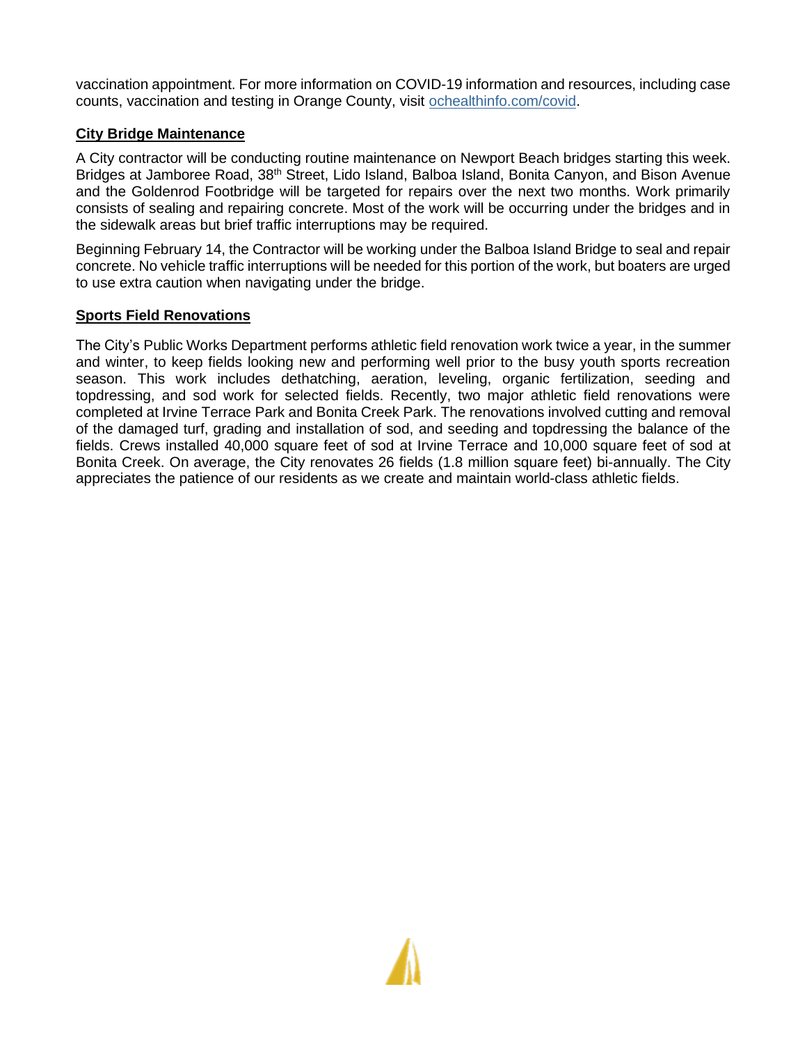vaccination appointment. For more information on COVID-19 information and resources, including case counts, vaccination and testing in Orange County, visit [ochealthinfo.com/covid](ochealthinfo.com/covid).

## City Bridge Maintenance

A City contractor will be conducting routine maintenance on Newport Beach bridges starting this week. Bridges at Jamboree Road, 38th Street, Lido Island, Balboa Island, Bonita Canyon, and Bison Avenue and the Goldenrod Footbridge will be targeted for repairs over the next two months. Work primarily consists of sealing and repairing concrete. Most of the work will be occurring under the bridges and in the sidewalk areas but brief traffic interruptions may be required.

Beginning February 14, the Contractor will be working under the Balboa Island Bridge to seal and repair concrete. No vehicle traffic interruptions will be needed for this portion of the work, but boaters are urged to use extra caution when navigating under the bridge.

## Sports Field Renovations

The City's Public Works Department performs athletic field renovation work twice a year, in the summer and winter, to keep fields looking new and performing well prior to the busy youth sports recreation season. This work includes dethatching, aeration, leveling, organic fertilization, seeding and topdressing, and sod work for selected fields. Recently, two major athletic field renovations were completed at Irvine Terrace Park and Bonita Creek Park. The renovations involved cutting and removal of the damaged turf, grading and installation of sod, and seeding and topdressing the balance of the fields. Crews installed 40,000 square feet of sod at Irvine Terrace and 10,000 square feet of sod at Bonita Creek. On average, the City renovates 26 fields (1.8 million square feet) bi-annually. The City appreciates the patience of our residents as we create and maintain world-class athletic fields.